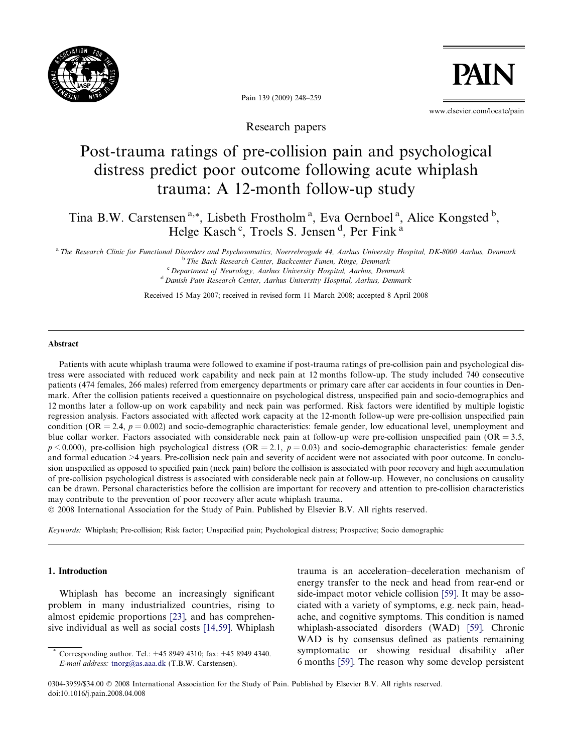Research papers

# Post-trauma ratings of pre-collision pain and psychological distress predict poor outcome following acute whiplash trauma: A 12-month follow-up study

Tina B.W. Carstensen [a,*], Lisbeth Frostholm [a], Eva Oernboel [a], Alice Kongsted [b], Helge Kasch [c], Troels S. Jensen [d], Per Fink [a]

[a] The Research Clinic for Functional Disorders and Psychosomatics, Noerrebrogade 44, Aarhus University Hospital, DK-8000 Aarhus, Denmark
[b] The Back Research Center, Backcenter Funen, Ringe, Denmark
[c] Department of Neurology, Aarhus University Hospital, Aarhus, Denmark
[d] Danish Pain Research Center, Aarhus University Hospital, Aarhus, Denmark

Received 15 May 2007; received in revised form 11 March 2008; accepted 8 April 2008

## Abstract

Patients with acute whiplash trauma were followed to examine if post-trauma ratings of pre-collision pain and psychological distress were associated with reduced work capability and neck pain at 12 months follow-up. The study included 740 consecutive patients (474 females, 266 males) referred from emergency departments or primary care after car accidents in four counties in Denmark. After the collision patients received a questionnaire on psychological distress, unspecified pain and socio-demographics and 12 months later a follow-up on work capability and neck pain was performed. Risk factors were identified by multiple logistic regression analysis. Factors associated with affected work capacity at the 12-month follow-up were pre-collision unspecified pain condition (OR = 2.4, $p = 0.002$) and socio-demographic characteristics: female gender, low educational level, unemployment and blue collar worker. Factors associated with considerable neck pain at follow-up were pre-collision unspecified pain (OR = 3.5, $p < 0.000$), pre-collision high psychological distress (OR = 2.1, $p = 0.03$) and socio-demographic characteristics: female gender and formal education >4 years. Pre-collision neck pain and severity of accident were not associated with poor outcome. In conclusion unspecified as opposed to specified pain (neck pain) before the collision is associated with poor recovery and high accumulation of pre-collision psychological distress is associated with considerable neck pain at follow-up. However, no conclusions on causality can be drawn. Personal characteristics before the collision are important for recovery and attention to pre-collision characteristics may contribute to the prevention of poor recovery after acute whiplash trauma.

© 2008 International Association for the Study of Pain. Published by Elsevier B.V. All rights reserved.

*Keywords:* Whiplash; Pre-collision; Risk factor; Unspecified pain; Psychological distress; Prospective; Socio demographic

## 1. Introduction

Whiplash has become an increasingly significant problem in many industrialized countries, rising to almost epidemic proportions [23], and has comprehensive individual as well as social costs [14,59]. Whiplash trauma is an acceleration–deceleration mechanism of energy transfer to the neck and head from rear-end or side-impact motor vehicle collision [59]. It may be associated with a variety of symptoms, e.g. neck pain, headache, and cognitive symptoms. This condition is named whiplash-associated disorders (WAD) [59]. Chronic WAD is by consensus defined as patients remaining symptomatic or showing residual disability after 6 months [59]. The reason why some develop persistent

\* Corresponding author. Tel.: +45 8949 4310; fax: +45 8949 4340. *E-mail address:* tnorg@as.aaa.dk (T.B.W. Carstensen).

0304-3959/$34.00 © 2008 International Association for the Study of Pain. Published by Elsevier B.V. All rights reserved.
doi:10.1016/j.pain.2008.04.008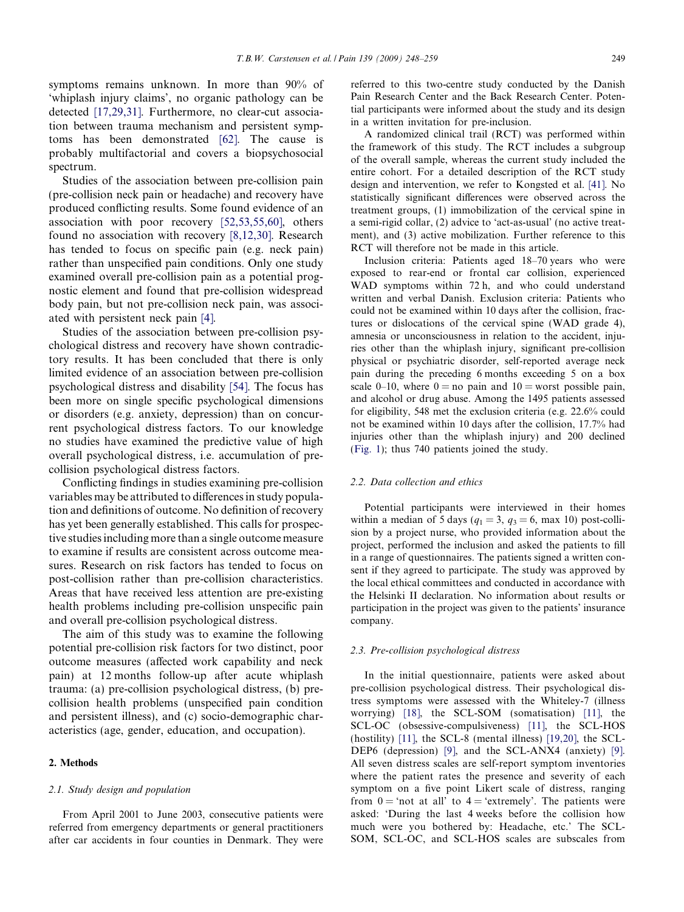symptoms remains unknown. In more than 90% of 'whiplash injury claims', no organic pathology can be detected [17,29,31]. Furthermore, no clear-cut association between trauma mechanism and persistent symptoms has been demonstrated [62]. The cause is probably multifactorial and covers a biopsychosocial spectrum.

Studies of the association between pre-collision pain (pre-collision neck pain or headache) and recovery have produced conflicting results. Some found evidence of an association with poor recovery [52,53,55,60], others found no association with recovery [8,12,30]. Research has tended to focus on specific pain (e.g. neck pain) rather than unspecified pain conditions. Only one study examined overall pre-collision pain as a potential prognostic element and found that pre-collision widespread body pain, but not pre-collision neck pain, was associated with persistent neck pain [4].

Studies of the association between pre-collision psychological distress and recovery have shown contradictory results. It has been concluded that there is only limited evidence of an association between pre-collision psychological distress and disability [54]. The focus has been more on single specific psychological dimensions or disorders (e.g. anxiety, depression) than on concurrent psychological distress factors. To our knowledge no studies have examined the predictive value of high overall psychological distress, i.e. accumulation of pre-collision psychological distress factors.

Conflicting findings in studies examining pre-collision variables may be attributed to differences in study population and definitions of outcome. No definition of recovery has yet been generally established. This calls for prospective studies including more than a single outcome measure to examine if results are consistent across outcome measures. Research on risk factors has tended to focus on post-collision rather than pre-collision characteristics. Areas that have received less attention are pre-existing health problems including pre-collision unspecific pain and overall pre-collision psychological distress.

The aim of this study was to examine the following potential pre-collision risk factors for two distinct, poor outcome measures (affected work capability and neck pain) at 12 months follow-up after acute whiplash trauma: (a) pre-collision psychological distress, (b) pre-collision health problems (unspecified pain condition and persistent illness), and (c) socio-demographic characteristics (age, gender, education, and occupation).

## 2. Methods

### 2.1. Study design and population

From April 2001 to June 2003, consecutive patients were referred from emergency departments or general practitioners after car accidents in four counties in Denmark. They were referred to this two-centre study conducted by the Danish Pain Research Center and the Back Research Center. Potential participants were informed about the study and its design in a written invitation for pre-inclusion.

A randomized clinical trail (RCT) was performed within the framework of this study. The RCT includes a subgroup of the overall sample, whereas the current study included the entire cohort. For a detailed description of the RCT study design and intervention, we refer to Kongsted et al. [41]. No statistically significant differences were observed across the treatment groups, (1) immobilization of the cervical spine in a semi-rigid collar, (2) advice to 'act-as-usual' (no active treatment), and (3) active mobilization. Further reference to this RCT will therefore not be made in this article.

Inclusion criteria: Patients aged 18–70 years who were exposed to rear-end or frontal car collision, experienced WAD symptoms within 72 h, and who could understand written and verbal Danish. Exclusion criteria: Patients who could not be examined within 10 days after the collision, fractures or dislocations of the cervical spine (WAD grade 4), amnesia or unconsciousness in relation to the accident, injuries other than the whiplash injury, significant pre-collision physical or psychiatric disorder, self-reported average neck pain during the preceding 6 months exceeding 5 on a box scale 0–10, where 0 = no pain and 10 = worst possible pain, and alcohol or drug abuse. Among the 1495 patients assessed for eligibility, 548 met the exclusion criteria (e.g. 22.6% could not be examined within 10 days after the collision, 17.7% had injuries other than the whiplash injury) and 200 declined (Fig. 1); thus 740 patients joined the study.

### 2.2. Data collection and ethics

Potential participants were interviewed in their homes within a median of 5 days ($q_1 = 3$, $q_3 = 6$, max 10) post-collision by a project nurse, who provided information about the project, performed the inclusion and asked the patients to fill in a range of questionnaires. The patients signed a written consent if they agreed to participate. The study was approved by the local ethical committees and conducted in accordance with the Helsinki II declaration. No information about results or participation in the project was given to the patients' insurance company.

### 2.3. Pre-collision psychological distress

In the initial questionnaire, patients were asked about pre-collision psychological distress. Their psychological distress symptoms were assessed with the Whiteley-7 (illness worrying) [18], the SCL-SOM (somatisation) [11], the SCL-OC (obsessive-compulsiveness) [11], the SCL-HOS (hostility) [11], the SCL-8 (mental illness) [19,20], the SCL-DEP6 (depression) [9], and the SCL-ANX4 (anxiety) [9]. All seven distress scales are self-report symptom inventories where the patient rates the presence and severity of each symptom on a five point Likert scale of distress, ranging from 0 = 'not at all' to 4 = 'extremely'. The patients were asked: 'During the last 4 weeks before the collision how much were you bothered by: Headache, etc.' The SCL-SOM, SCL-OC, and SCL-HOS scales are subscales from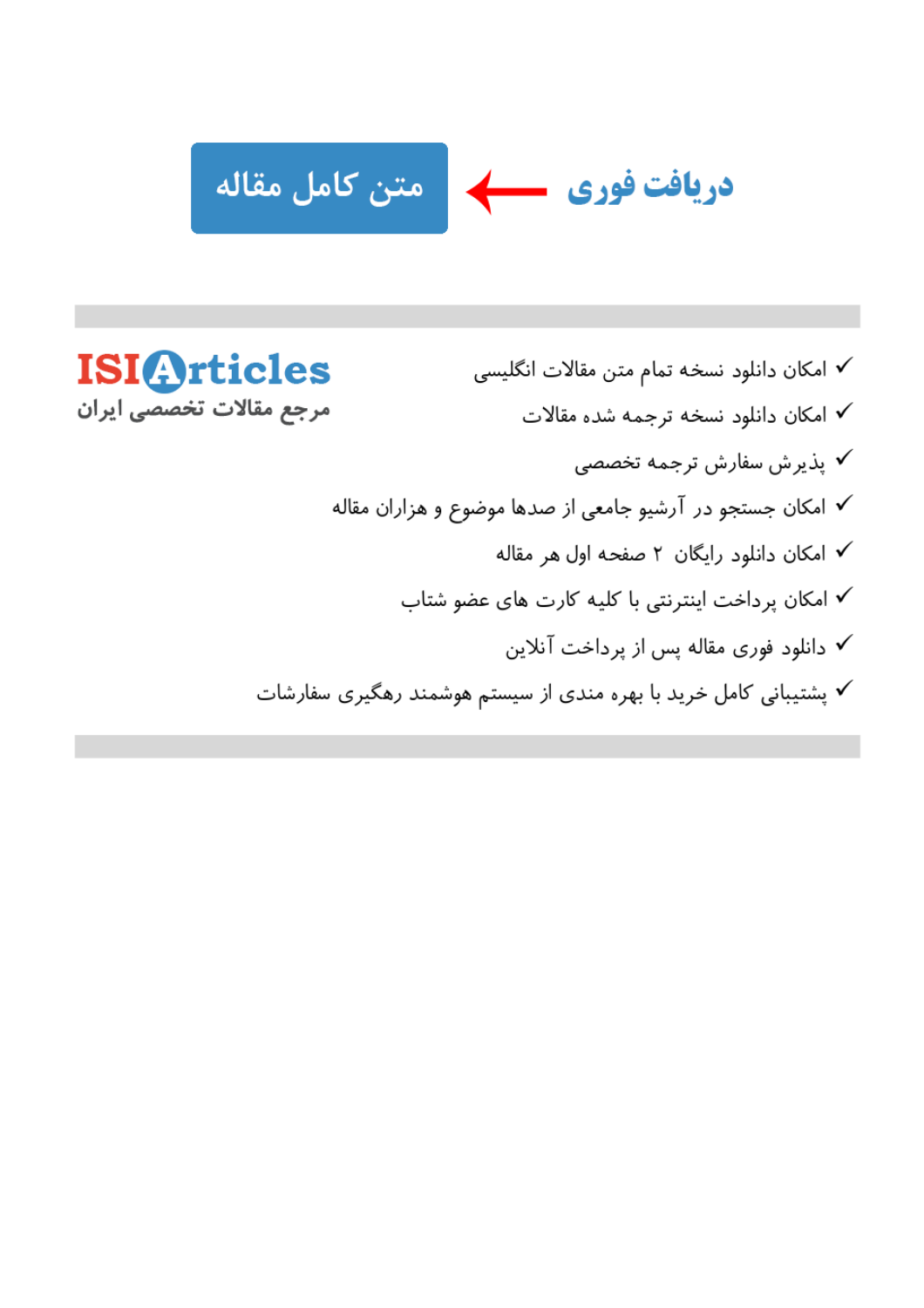دریافت فوری ← متن کامل مقاله

**ISIArticles**
مرجع مقالات تخصصی ایران

- ✓ امکان دانلود نسخه تمام متن مقالات انگلیسی
- ✓ امکان دانلود نسخه ترجمه شده مقالات
- ✓ پذیرش سفارش ترجمه تخصصی
- ✓ امکان جستجو در آرشیو جامعی از صدها موضوع و هزاران مقاله
- ✓ امکان دانلود رایگان ۲ صفحه اول هر مقاله
- ✓ امکان پرداخت اینترنتی با کلیه کارت های عضو شتاب
- ✓ دانلود فوری مقاله پس از پرداخت آنلاین
- ✓ پشتیبانی کامل خرید با بهره مندی از سیستم هوشمند رهگیری سفارشات